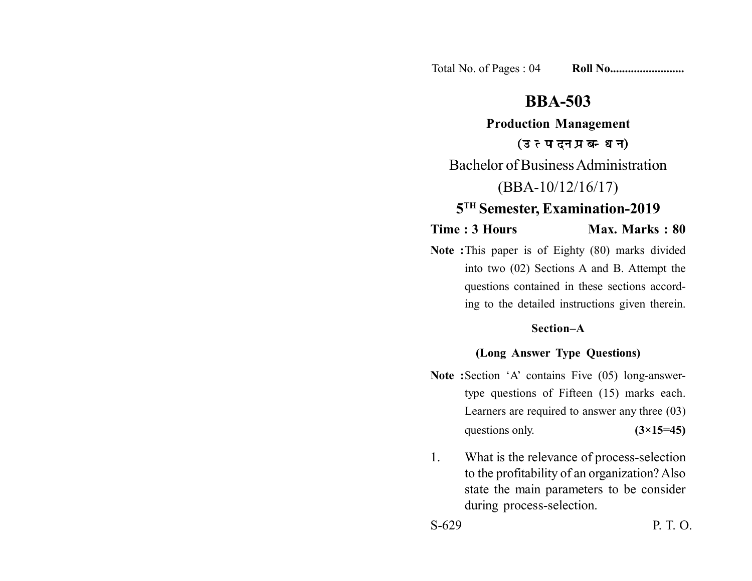Total No. of Pages : 04 **Roll No........................**

# BBA-503

## Production Management

**(उत्पादन प्रबन्धन)**

Bachelor of Business Administration

(BBA-10/12/16/17)

### 5TH Semester, Examination-2019

**Time : 3 Hours** **Max. Marks : 80**

**Note :** This paper is of Eighty (80) marks divided into two (02) Sections A and B. Attempt the questions contained in these sections according to the detailed instructions given therein.

### Section–A

**(Long Answer Type Questions)**

**Note :** Section 'A' contains Five (05) long-answer-type questions of Fifteen (15) marks each. Learners are required to answer any three (03) questions only. **(3×15=45)**

1. What is the relevance of process-selection to the profitability of an organization? Also state the main parameters to be consider during process-selection.

S-629 P. T. O.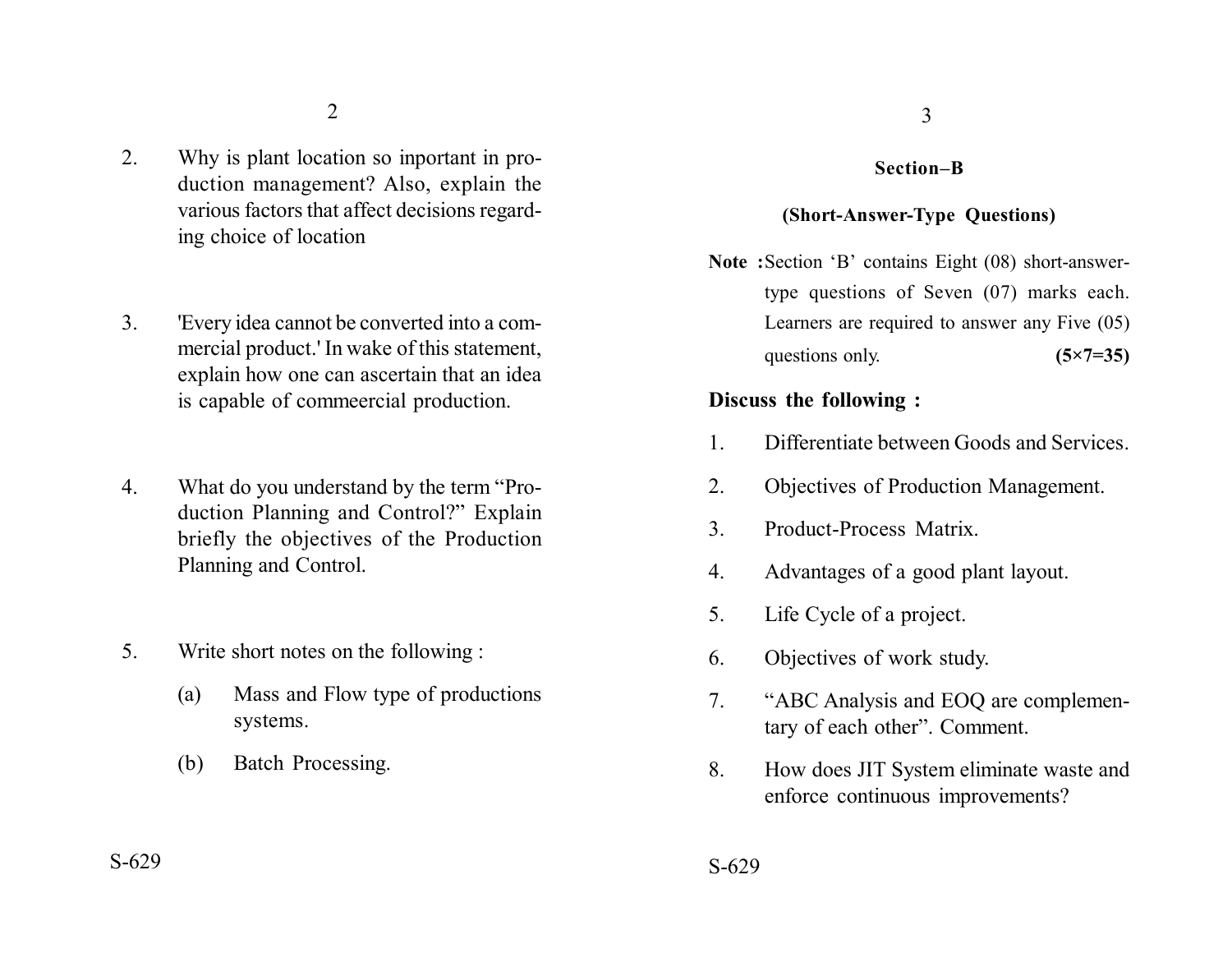2. Why is plant location so inportant in production management? Also, explain the various factors that affect decisions regarding choice of location

3. 'Every idea cannot be converted into a commercial product.' In wake of this statement, explain how one can ascertain that an idea is capable of commeercial production.

4. What do you understand by the term "Production Planning and Control?" Explain briefly the objectives of the Production Planning and Control.

5. Write short notes on the following :

   (a) Mass and Flow type of productions systems.

   (b) Batch Processing.

## Section–B

### (Short-Answer-Type Questions)

**Note :** Section 'B' contains Eight (08) short-answer-type questions of Seven (07) marks each. Learners are required to answer any Five (05) questions only. **(5×7=35)**

**Discuss the following :**

1. Differentiate between Goods and Services.
2. Objectives of Production Management.
3. Product-Process Matrix.
4. Advantages of a good plant layout.
5. Life Cycle of a project.
6. Objectives of work study.
7. "ABC Analysis and EOQ are complementary of each other". Comment.
8. How does JIT System eliminate waste and enforce continuous improvements?